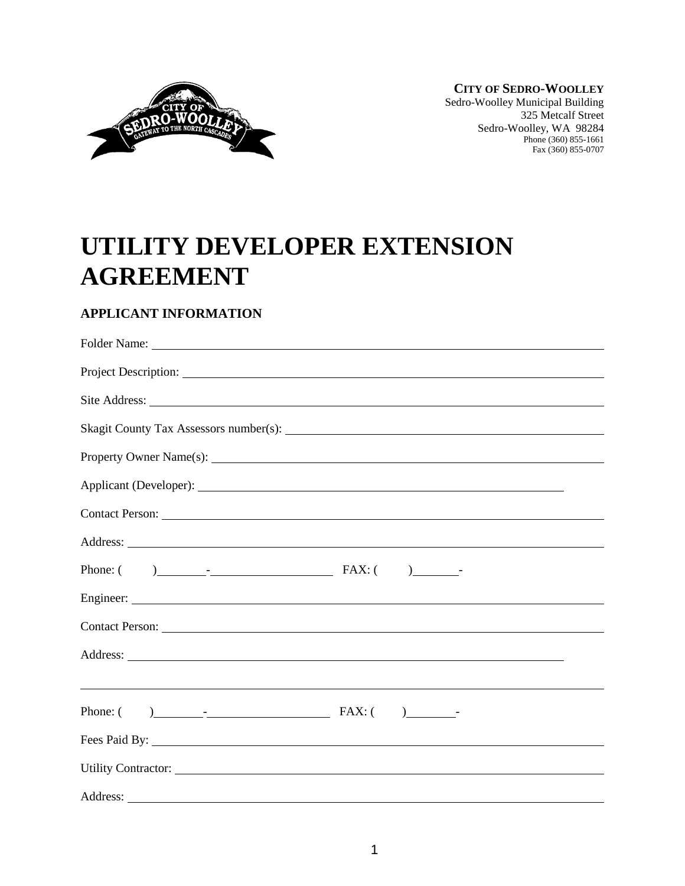**CITY OF SEDRO-WOOLLEY**
Sedro-Woolley Municipal Building
325 Metcalf Street
Sedro-Woolley, WA 98284
Phone (360) 855-1661
Fax (360) 855-0707

# UTILITY DEVELOPER EXTENSION AGREEMENT

### APPLICANT INFORMATION

Folder Name: ____________________

Project Description: ____________________

Site Address: ____________________

Skagit County Tax Assessors number(s): ____________________

Property Owner Name(s): ____________________

Applicant (Developer): ____________________

Contact Person: ____________________

Address: ____________________

Phone: (   ) ______-__________ FAX: (   ) ______-

Engineer: ____________________

Contact Person: ____________________

Address: ____________________

____________________

Phone: (   ) ______-__________ FAX: (   ) ______-

Fees Paid By: ____________________

Utility Contractor: ____________________

Address: ____________________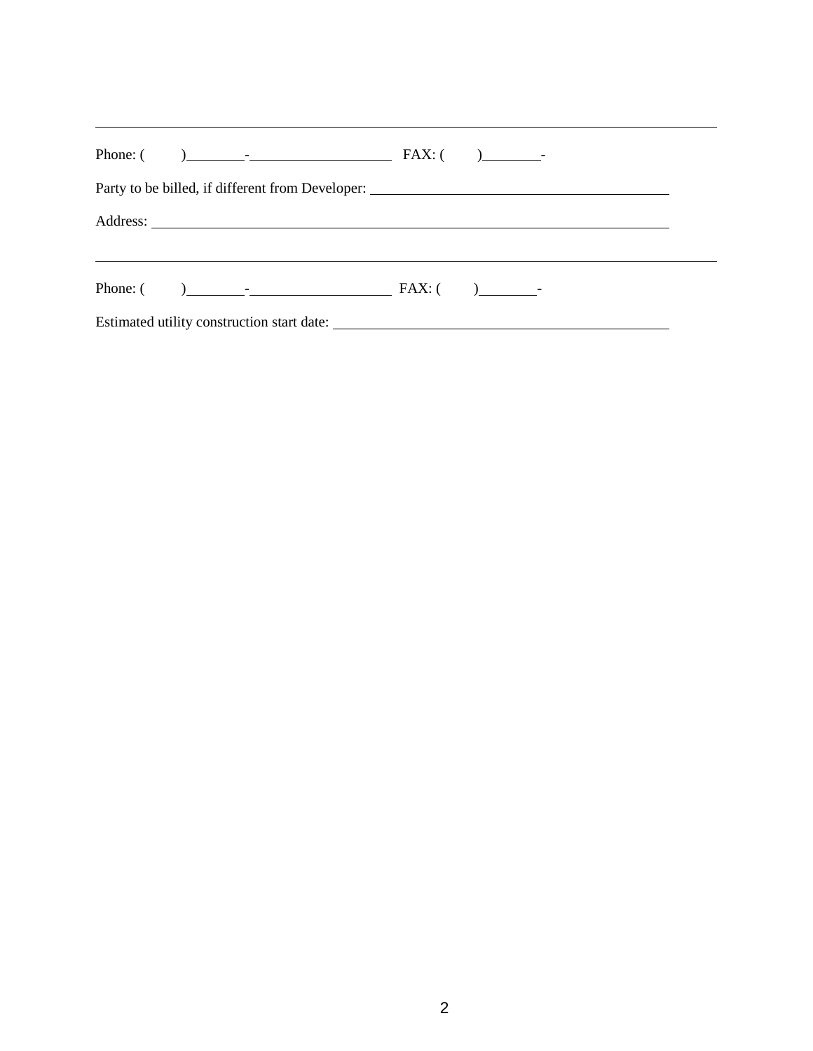______________________________________________________________________________

Phone: (      )________-__________________   FAX: (      )________-

Party to be billed, if different from Developer: ______________________________________

Address: _____________________________________________________________________

______________________________________________________________________________

Phone: (      )________-__________________   FAX: (      )________-

Estimated utility construction start date: ____________________________________________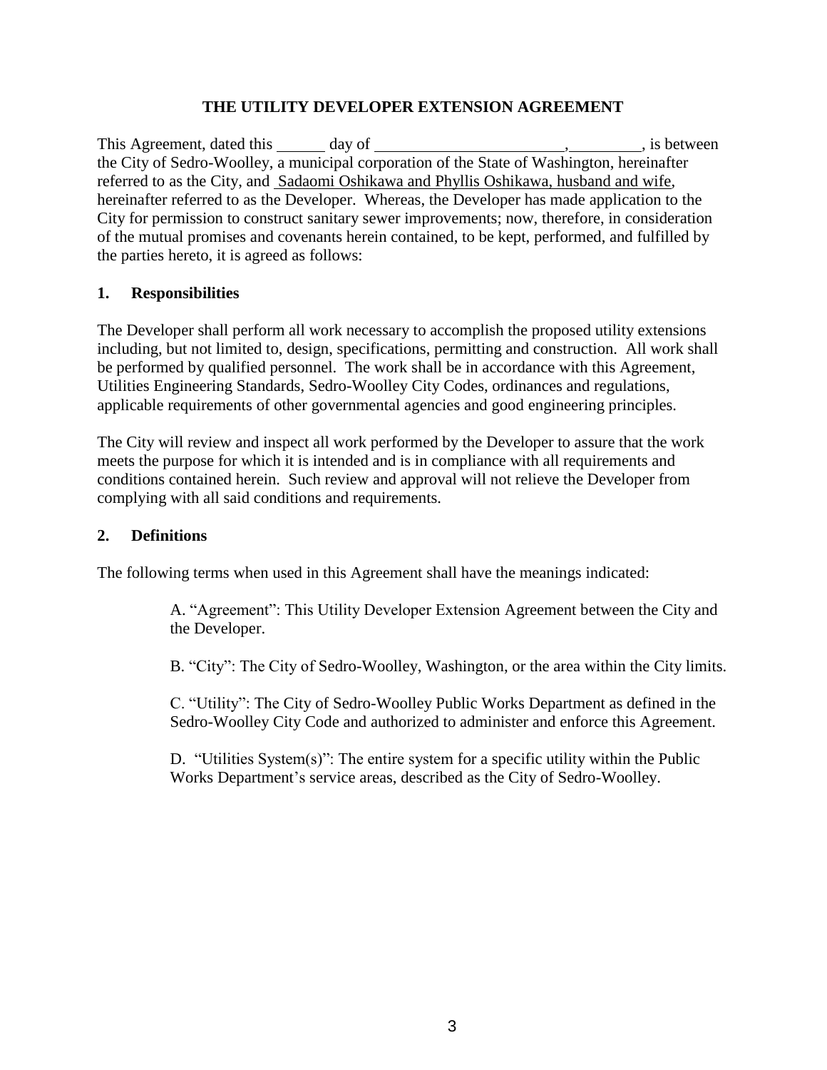# THE UTILITY DEVELOPER EXTENSION AGREEMENT

This Agreement, dated this ______ day of ________________________, _________, is between the City of Sedro-Woolley, a municipal corporation of the State of Washington, hereinafter referred to as the City, and Sadaomi Oshikawa and Phyllis Oshikawa, husband and wife, hereinafter referred to as the Developer. Whereas, the Developer has made application to the City for permission to construct sanitary sewer improvements; now, therefore, in consideration of the mutual promises and covenants herein contained, to be kept, performed, and fulfilled by the parties hereto, it is agreed as follows:

## 1. Responsibilities

The Developer shall perform all work necessary to accomplish the proposed utility extensions including, but not limited to, design, specifications, permitting and construction. All work shall be performed by qualified personnel. The work shall be in accordance with this Agreement, Utilities Engineering Standards, Sedro-Woolley City Codes, ordinances and regulations, applicable requirements of other governmental agencies and good engineering principles.

The City will review and inspect all work performed by the Developer to assure that the work meets the purpose for which it is intended and is in compliance with all requirements and conditions contained herein. Such review and approval will not relieve the Developer from complying with all said conditions and requirements.

## 2. Definitions

The following terms when used in this Agreement shall have the meanings indicated:

A. "Agreement": This Utility Developer Extension Agreement between the City and the Developer.

B. "City": The City of Sedro-Woolley, Washington, or the area within the City limits.

C. "Utility": The City of Sedro-Woolley Public Works Department as defined in the Sedro-Woolley City Code and authorized to administer and enforce this Agreement.

D. "Utilities System(s)": The entire system for a specific utility within the Public Works Department's service areas, described as the City of Sedro-Woolley.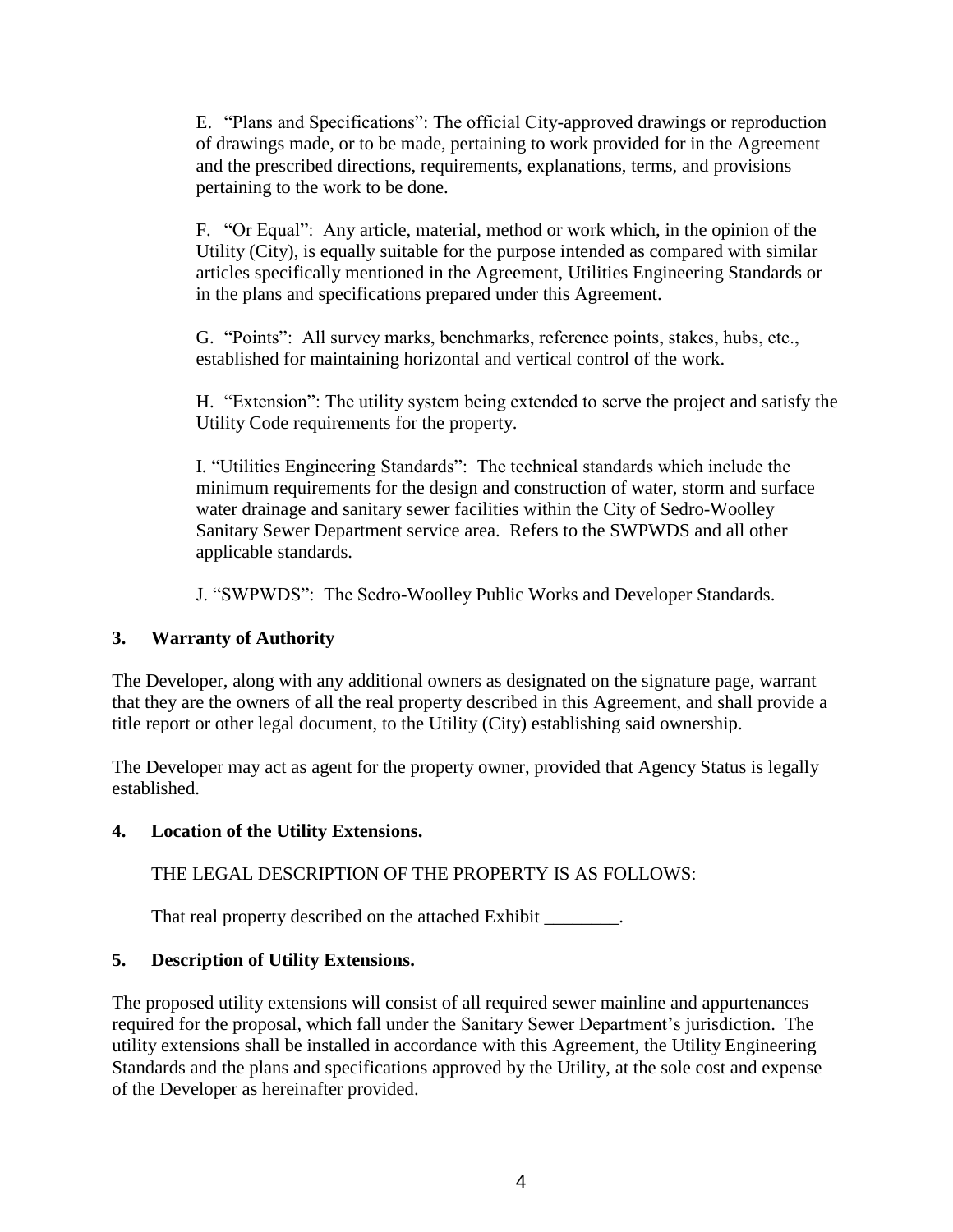E. "Plans and Specifications": The official City-approved drawings or reproduction of drawings made, or to be made, pertaining to work provided for in the Agreement and the prescribed directions, requirements, explanations, terms, and provisions pertaining to the work to be done.

F. "Or Equal": Any article, material, method or work which, in the opinion of the Utility (City), is equally suitable for the purpose intended as compared with similar articles specifically mentioned in the Agreement, Utilities Engineering Standards or in the plans and specifications prepared under this Agreement.

G. "Points": All survey marks, benchmarks, reference points, stakes, hubs, etc., established for maintaining horizontal and vertical control of the work.

H. "Extension": The utility system being extended to serve the project and satisfy the Utility Code requirements for the property.

I. "Utilities Engineering Standards": The technical standards which include the minimum requirements for the design and construction of water, storm and surface water drainage and sanitary sewer facilities within the City of Sedro-Woolley Sanitary Sewer Department service area. Refers to the SWPWDS and all other applicable standards.

J. "SWPWDS": The Sedro-Woolley Public Works and Developer Standards.

**3. Warranty of Authority**

The Developer, along with any additional owners as designated on the signature page, warrant that they are the owners of all the real property described in this Agreement, and shall provide a title report or other legal document, to the Utility (City) establishing said ownership.

The Developer may act as agent for the property owner, provided that Agency Status is legally established.

**4. Location of the Utility Extensions.**

THE LEGAL DESCRIPTION OF THE PROPERTY IS AS FOLLOWS:

That real property described on the attached Exhibit ________.

**5. Description of Utility Extensions.**

The proposed utility extensions will consist of all required sewer mainline and appurtenances required for the proposal, which fall under the Sanitary Sewer Department's jurisdiction. The utility extensions shall be installed in accordance with this Agreement, the Utility Engineering Standards and the plans and specifications approved by the Utility, at the sole cost and expense of the Developer as hereinafter provided.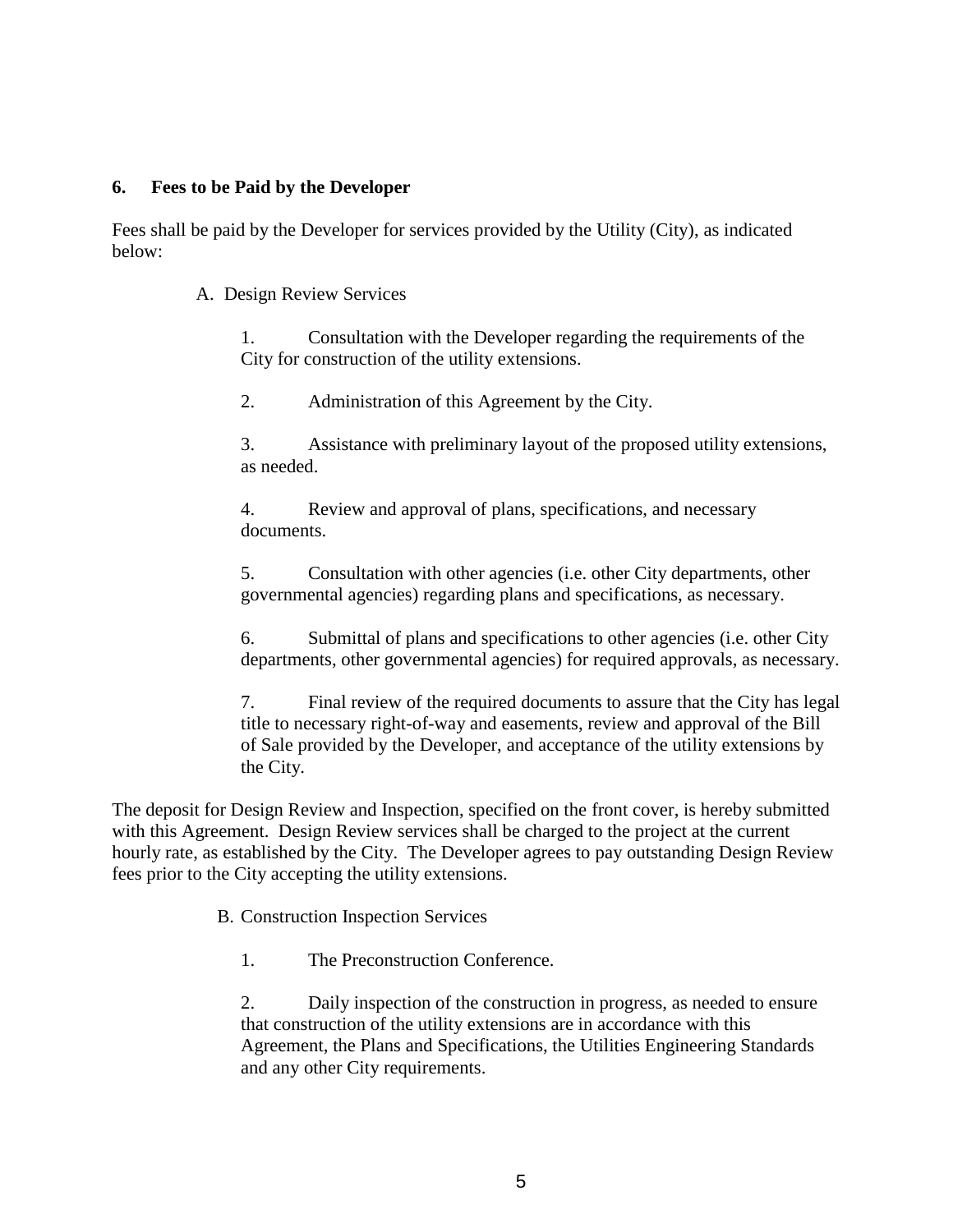## 6. Fees to be Paid by the Developer

Fees shall be paid by the Developer for services provided by the Utility (City), as indicated below:

A. Design Review Services

1. Consultation with the Developer regarding the requirements of the City for construction of the utility extensions.

2. Administration of this Agreement by the City.

3. Assistance with preliminary layout of the proposed utility extensions, as needed.

4. Review and approval of plans, specifications, and necessary documents.

5. Consultation with other agencies (i.e. other City departments, other governmental agencies) regarding plans and specifications, as necessary.

6. Submittal of plans and specifications to other agencies (i.e. other City departments, other governmental agencies) for required approvals, as necessary.

7. Final review of the required documents to assure that the City has legal title to necessary right-of-way and easements, review and approval of the Bill of Sale provided by the Developer, and acceptance of the utility extensions by the City.

The deposit for Design Review and Inspection, specified on the front cover, is hereby submitted with this Agreement. Design Review services shall be charged to the project at the current hourly rate, as established by the City. The Developer agrees to pay outstanding Design Review fees prior to the City accepting the utility extensions.

B. Construction Inspection Services

1. The Preconstruction Conference.

2. Daily inspection of the construction in progress, as needed to ensure that construction of the utility extensions are in accordance with this Agreement, the Plans and Specifications, the Utilities Engineering Standards and any other City requirements.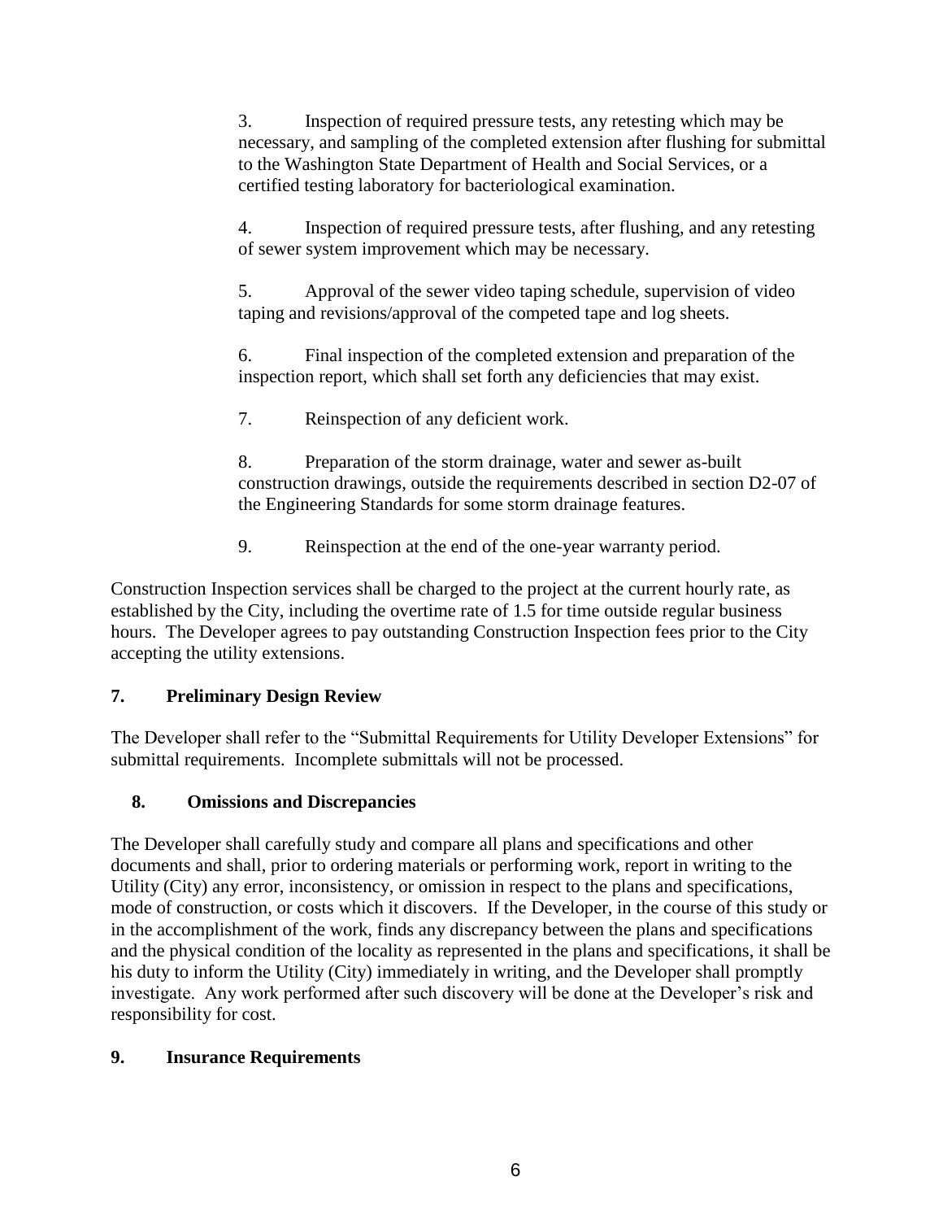3. Inspection of required pressure tests, any retesting which may be necessary, and sampling of the completed extension after flushing for submittal to the Washington State Department of Health and Social Services, or a certified testing laboratory for bacteriological examination.

4. Inspection of required pressure tests, after flushing, and any retesting of sewer system improvement which may be necessary.

5. Approval of the sewer video taping schedule, supervision of video taping and revisions/approval of the competed tape and log sheets.

6. Final inspection of the completed extension and preparation of the inspection report, which shall set forth any deficiencies that may exist.

7. Reinspection of any deficient work.

8. Preparation of the storm drainage, water and sewer as-built construction drawings, outside the requirements described in section D2-07 of the Engineering Standards for some storm drainage features.

9. Reinspection at the end of the one-year warranty period.

Construction Inspection services shall be charged to the project at the current hourly rate, as established by the City, including the overtime rate of 1.5 for time outside regular business hours. The Developer agrees to pay outstanding Construction Inspection fees prior to the City accepting the utility extensions.

## 7. Preliminary Design Review

The Developer shall refer to the "Submittal Requirements for Utility Developer Extensions" for submittal requirements. Incomplete submittals will not be processed.

## 8. Omissions and Discrepancies

The Developer shall carefully study and compare all plans and specifications and other documents and shall, prior to ordering materials or performing work, report in writing to the Utility (City) any error, inconsistency, or omission in respect to the plans and specifications, mode of construction, or costs which it discovers. If the Developer, in the course of this study or in the accomplishment of the work, finds any discrepancy between the plans and specifications and the physical condition of the locality as represented in the plans and specifications, it shall be his duty to inform the Utility (City) immediately in writing, and the Developer shall promptly investigate. Any work performed after such discovery will be done at the Developer's risk and responsibility for cost.

## 9. Insurance Requirements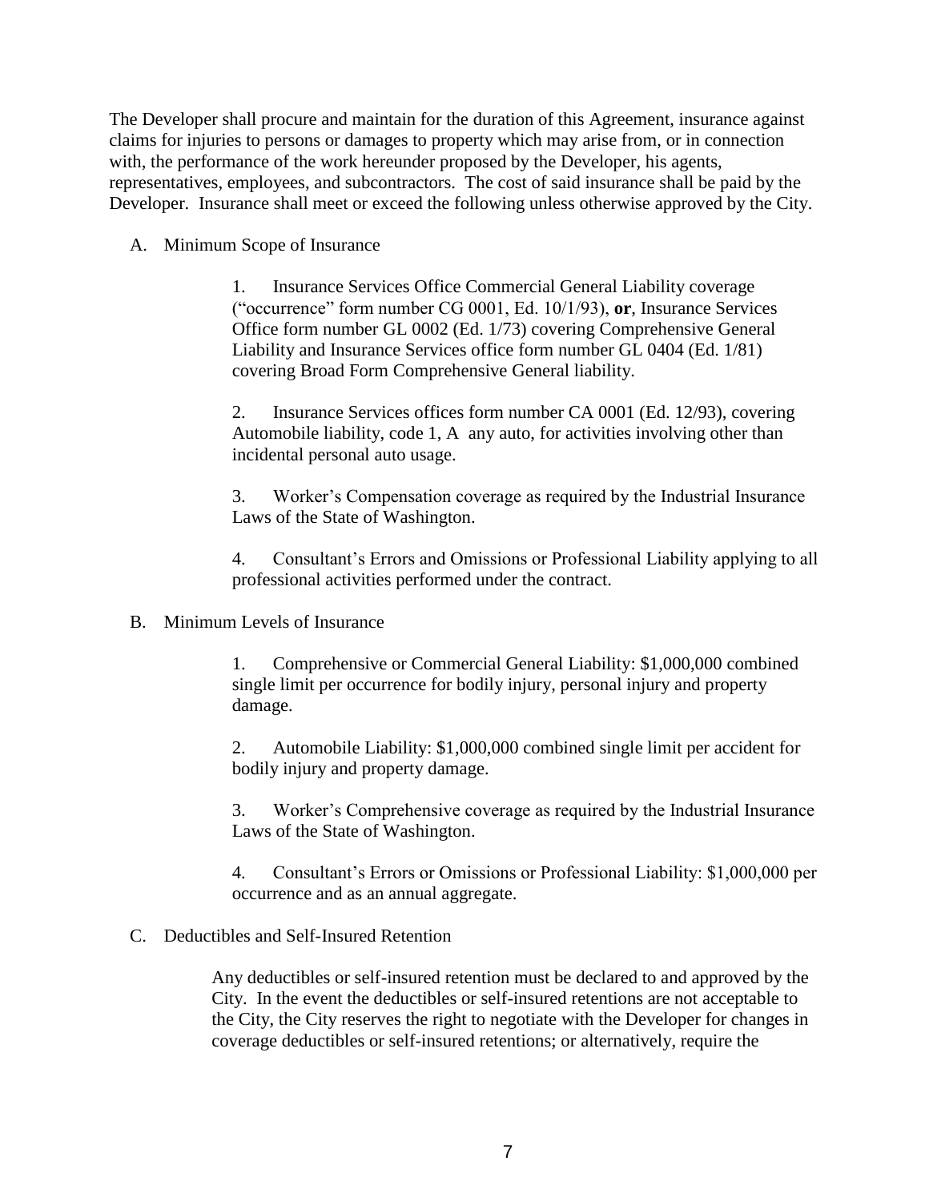The Developer shall procure and maintain for the duration of this Agreement, insurance against claims for injuries to persons or damages to property which may arise from, or in connection with, the performance of the work hereunder proposed by the Developer, his agents, representatives, employees, and subcontractors. The cost of said insurance shall be paid by the Developer. Insurance shall meet or exceed the following unless otherwise approved by the City.

A. Minimum Scope of Insurance

1. Insurance Services Office Commercial General Liability coverage ("occurrence" form number CG 0001, Ed. 10/1/93), **or**, Insurance Services Office form number GL 0002 (Ed. 1/73) covering Comprehensive General Liability and Insurance Services office form number GL 0404 (Ed. 1/81) covering Broad Form Comprehensive General liability.

2. Insurance Services offices form number CA 0001 (Ed. 12/93), covering Automobile liability, code 1, A any auto, for activities involving other than incidental personal auto usage.

3. Worker's Compensation coverage as required by the Industrial Insurance Laws of the State of Washington.

4. Consultant's Errors and Omissions or Professional Liability applying to all professional activities performed under the contract.

B. Minimum Levels of Insurance

1. Comprehensive or Commercial General Liability: $1,000,000 combined single limit per occurrence for bodily injury, personal injury and property damage.

2. Automobile Liability: $1,000,000 combined single limit per accident for bodily injury and property damage.

3. Worker's Comprehensive coverage as required by the Industrial Insurance Laws of the State of Washington.

4. Consultant's Errors or Omissions or Professional Liability: $1,000,000 per occurrence and as an annual aggregate.

C. Deductibles and Self-Insured Retention

Any deductibles or self-insured retention must be declared to and approved by the City. In the event the deductibles or self-insured retentions are not acceptable to the City, the City reserves the right to negotiate with the Developer for changes in coverage deductibles or self-insured retentions; or alternatively, require the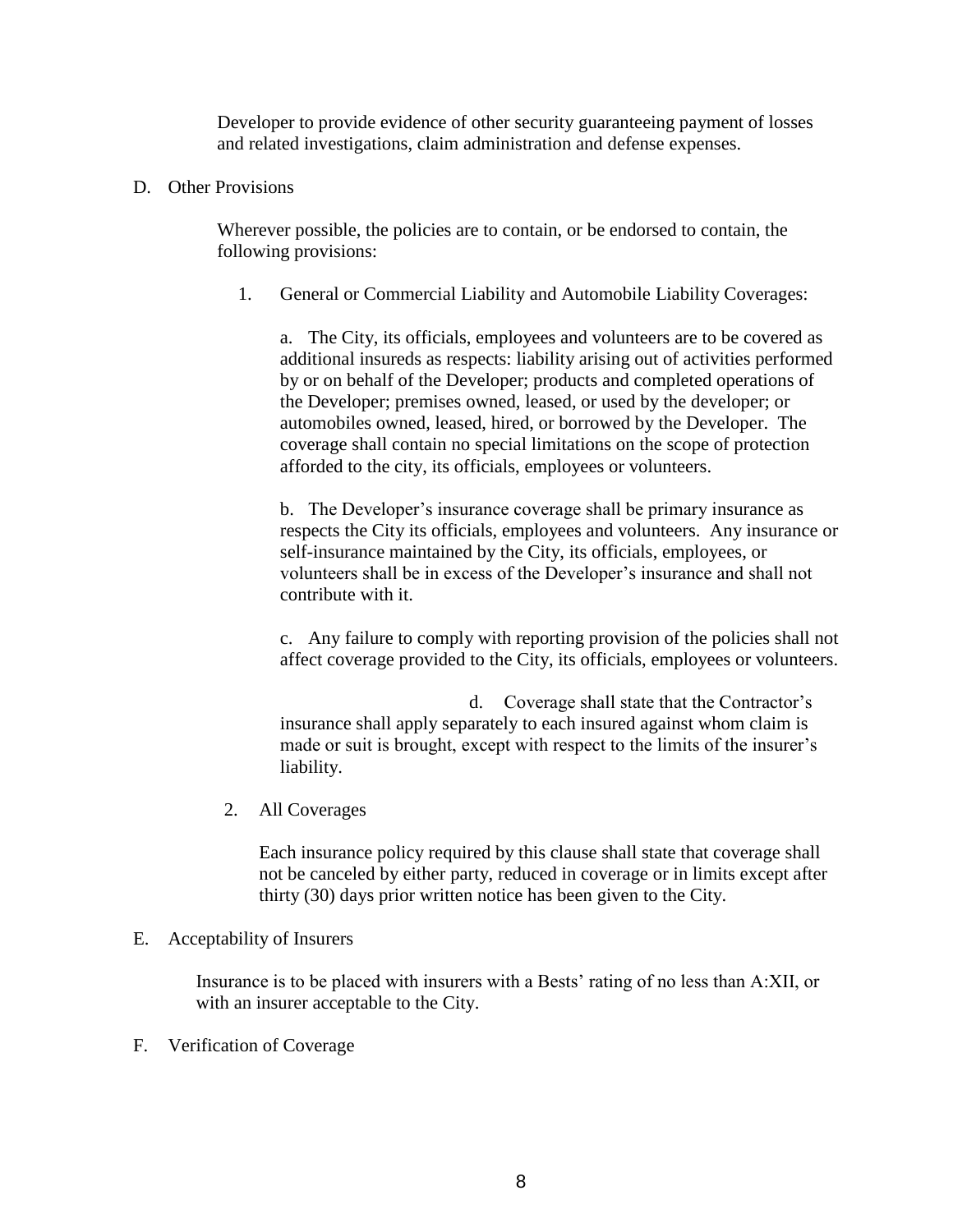Developer to provide evidence of other security guaranteeing payment of losses and related investigations, claim administration and defense expenses.

D. Other Provisions

Wherever possible, the policies are to contain, or be endorsed to contain, the following provisions:

1. General or Commercial Liability and Automobile Liability Coverages:

a. The City, its officials, employees and volunteers are to be covered as additional insureds as respects: liability arising out of activities performed by or on behalf of the Developer; products and completed operations of the Developer; premises owned, leased, or used by the developer; or automobiles owned, leased, hired, or borrowed by the Developer. The coverage shall contain no special limitations on the scope of protection afforded to the city, its officials, employees or volunteers.

b. The Developer's insurance coverage shall be primary insurance as respects the City its officials, employees and volunteers. Any insurance or self-insurance maintained by the City, its officials, employees, or volunteers shall be in excess of the Developer's insurance and shall not contribute with it.

c. Any failure to comply with reporting provision of the policies shall not affect coverage provided to the City, its officials, employees or volunteers.

d. Coverage shall state that the Contractor's insurance shall apply separately to each insured against whom claim is made or suit is brought, except with respect to the limits of the insurer's liability.

2. All Coverages

Each insurance policy required by this clause shall state that coverage shall not be canceled by either party, reduced in coverage or in limits except after thirty (30) days prior written notice has been given to the City.

E. Acceptability of Insurers

Insurance is to be placed with insurers with a Bests' rating of no less than A:XII, or with an insurer acceptable to the City.

F. Verification of Coverage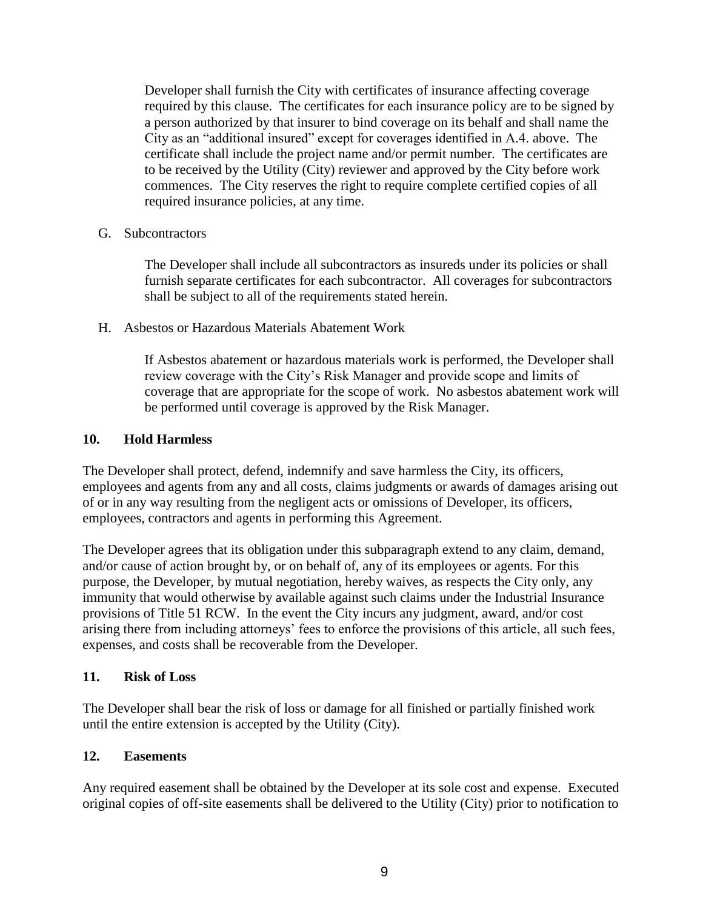Developer shall furnish the City with certificates of insurance affecting coverage required by this clause. The certificates for each insurance policy are to be signed by a person authorized by that insurer to bind coverage on its behalf and shall name the City as an "additional insured" except for coverages identified in A.4. above. The certificate shall include the project name and/or permit number. The certificates are to be received by the Utility (City) reviewer and approved by the City before work commences. The City reserves the right to require complete certified copies of all required insurance policies, at any time.

G. Subcontractors

The Developer shall include all subcontractors as insureds under its policies or shall furnish separate certificates for each subcontractor. All coverages for subcontractors shall be subject to all of the requirements stated herein.

H. Asbestos or Hazardous Materials Abatement Work

If Asbestos abatement or hazardous materials work is performed, the Developer shall review coverage with the City's Risk Manager and provide scope and limits of coverage that are appropriate for the scope of work. No asbestos abatement work will be performed until coverage is approved by the Risk Manager.

## 10. Hold Harmless

The Developer shall protect, defend, indemnify and save harmless the City, its officers, employees and agents from any and all costs, claims judgments or awards of damages arising out of or in any way resulting from the negligent acts or omissions of Developer, its officers, employees, contractors and agents in performing this Agreement.

The Developer agrees that its obligation under this subparagraph extend to any claim, demand, and/or cause of action brought by, or on behalf of, any of its employees or agents. For this purpose, the Developer, by mutual negotiation, hereby waives, as respects the City only, any immunity that would otherwise by available against such claims under the Industrial Insurance provisions of Title 51 RCW. In the event the City incurs any judgment, award, and/or cost arising there from including attorneys' fees to enforce the provisions of this article, all such fees, expenses, and costs shall be recoverable from the Developer.

## 11. Risk of Loss

The Developer shall bear the risk of loss or damage for all finished or partially finished work until the entire extension is accepted by the Utility (City).

## 12. Easements

Any required easement shall be obtained by the Developer at its sole cost and expense. Executed original copies of off-site easements shall be delivered to the Utility (City) prior to notification to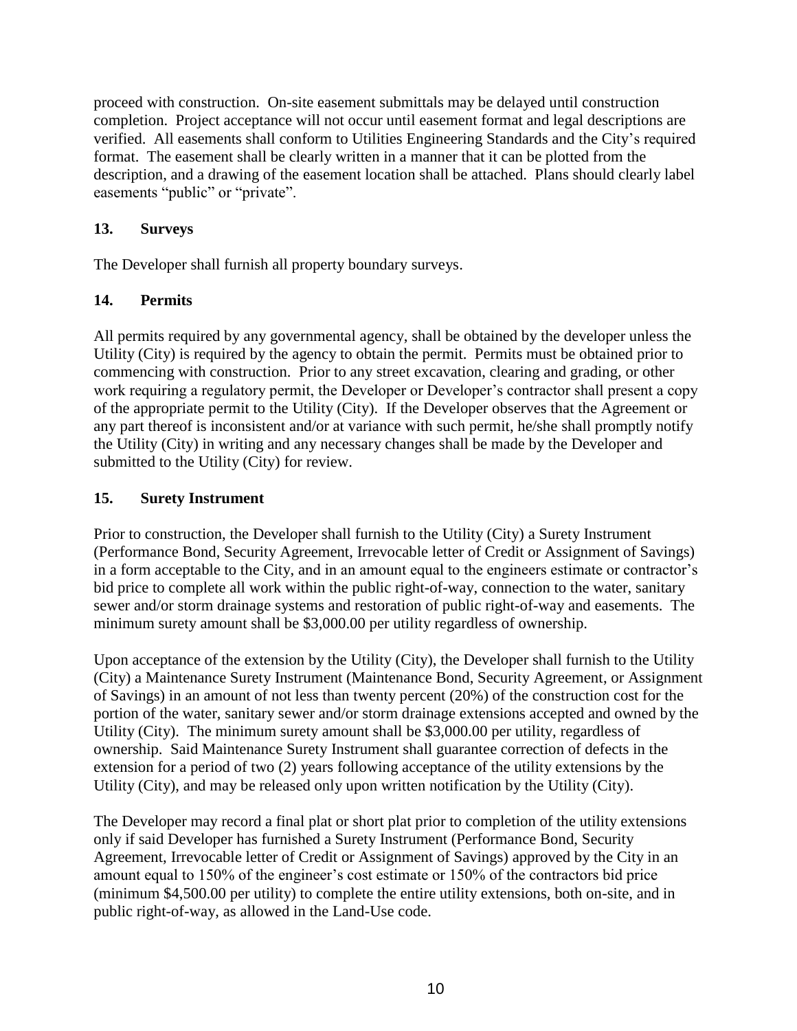proceed with construction. On-site easement submittals may be delayed until construction completion. Project acceptance will not occur until easement format and legal descriptions are verified. All easements shall conform to Utilities Engineering Standards and the City's required format. The easement shall be clearly written in a manner that it can be plotted from the description, and a drawing of the easement location shall be attached. Plans should clearly label easements "public" or "private".

## 13. Surveys

The Developer shall furnish all property boundary surveys.

## 14. Permits

All permits required by any governmental agency, shall be obtained by the developer unless the Utility (City) is required by the agency to obtain the permit. Permits must be obtained prior to commencing with construction. Prior to any street excavation, clearing and grading, or other work requiring a regulatory permit, the Developer or Developer's contractor shall present a copy of the appropriate permit to the Utility (City). If the Developer observes that the Agreement or any part thereof is inconsistent and/or at variance with such permit, he/she shall promptly notify the Utility (City) in writing and any necessary changes shall be made by the Developer and submitted to the Utility (City) for review.

## 15. Surety Instrument

Prior to construction, the Developer shall furnish to the Utility (City) a Surety Instrument (Performance Bond, Security Agreement, Irrevocable letter of Credit or Assignment of Savings) in a form acceptable to the City, and in an amount equal to the engineers estimate or contractor's bid price to complete all work within the public right-of-way, connection to the water, sanitary sewer and/or storm drainage systems and restoration of public right-of-way and easements. The minimum surety amount shall be $3,000.00 per utility regardless of ownership.

Upon acceptance of the extension by the Utility (City), the Developer shall furnish to the Utility (City) a Maintenance Surety Instrument (Maintenance Bond, Security Agreement, or Assignment of Savings) in an amount of not less than twenty percent (20%) of the construction cost for the portion of the water, sanitary sewer and/or storm drainage extensions accepted and owned by the Utility (City). The minimum surety amount shall be $3,000.00 per utility, regardless of ownership. Said Maintenance Surety Instrument shall guarantee correction of defects in the extension for a period of two (2) years following acceptance of the utility extensions by the Utility (City), and may be released only upon written notification by the Utility (City).

The Developer may record a final plat or short plat prior to completion of the utility extensions only if said Developer has furnished a Surety Instrument (Performance Bond, Security Agreement, Irrevocable letter of Credit or Assignment of Savings) approved by the City in an amount equal to 150% of the engineer's cost estimate or 150% of the contractors bid price (minimum $4,500.00 per utility) to complete the entire utility extensions, both on-site, and in public right-of-way, as allowed in the Land-Use code.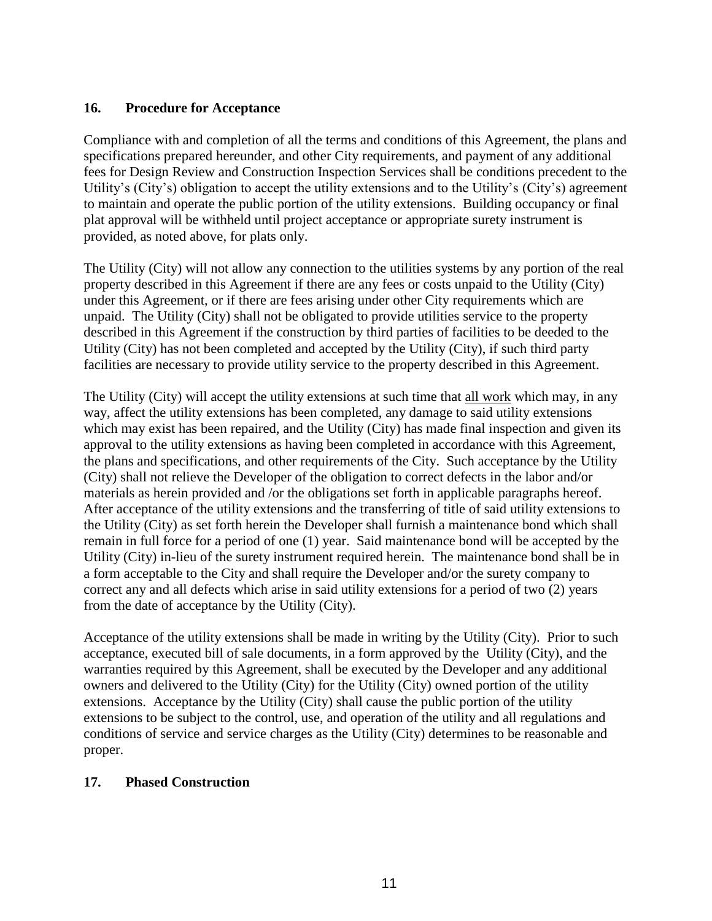## 16. Procedure for Acceptance

Compliance with and completion of all the terms and conditions of this Agreement, the plans and specifications prepared hereunder, and other City requirements, and payment of any additional fees for Design Review and Construction Inspection Services shall be conditions precedent to the Utility's (City's) obligation to accept the utility extensions and to the Utility's (City's) agreement to maintain and operate the public portion of the utility extensions. Building occupancy or final plat approval will be withheld until project acceptance or appropriate surety instrument is provided, as noted above, for plats only.

The Utility (City) will not allow any connection to the utilities systems by any portion of the real property described in this Agreement if there are any fees or costs unpaid to the Utility (City) under this Agreement, or if there are fees arising under other City requirements which are unpaid. The Utility (City) shall not be obligated to provide utilities service to the property described in this Agreement if the construction by third parties of facilities to be deeded to the Utility (City) has not been completed and accepted by the Utility (City), if such third party facilities are necessary to provide utility service to the property described in this Agreement.

The Utility (City) will accept the utility extensions at such time that <u>all work</u> which may, in any way, affect the utility extensions has been completed, any damage to said utility extensions which may exist has been repaired, and the Utility (City) has made final inspection and given its approval to the utility extensions as having been completed in accordance with this Agreement, the plans and specifications, and other requirements of the City. Such acceptance by the Utility (City) shall not relieve the Developer of the obligation to correct defects in the labor and/or materials as herein provided and /or the obligations set forth in applicable paragraphs hereof. After acceptance of the utility extensions and the transferring of title of said utility extensions to the Utility (City) as set forth herein the Developer shall furnish a maintenance bond which shall remain in full force for a period of one (1) year. Said maintenance bond will be accepted by the Utility (City) in-lieu of the surety instrument required herein. The maintenance bond shall be in a form acceptable to the City and shall require the Developer and/or the surety company to correct any and all defects which arise in said utility extensions for a period of two (2) years from the date of acceptance by the Utility (City).

Acceptance of the utility extensions shall be made in writing by the Utility (City). Prior to such acceptance, executed bill of sale documents, in a form approved by the Utility (City), and the warranties required by this Agreement, shall be executed by the Developer and any additional owners and delivered to the Utility (City) for the Utility (City) owned portion of the utility extensions. Acceptance by the Utility (City) shall cause the public portion of the utility extensions to be subject to the control, use, and operation of the utility and all regulations and conditions of service and service charges as the Utility (City) determines to be reasonable and proper.

## 17. Phased Construction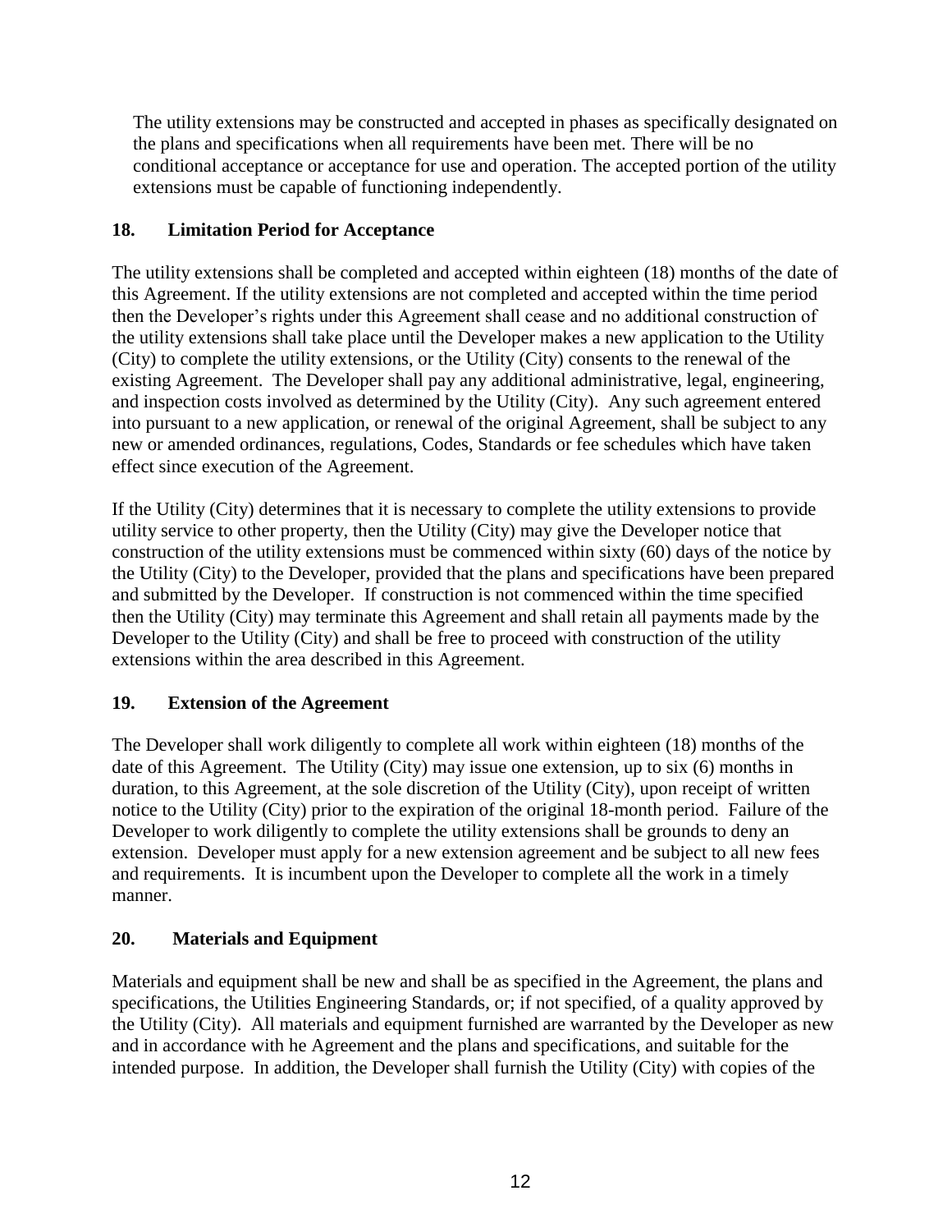The utility extensions may be constructed and accepted in phases as specifically designated on the plans and specifications when all requirements have been met. There will be no conditional acceptance or acceptance for use and operation. The accepted portion of the utility extensions must be capable of functioning independently.

## 18. Limitation Period for Acceptance

The utility extensions shall be completed and accepted within eighteen (18) months of the date of this Agreement. If the utility extensions are not completed and accepted within the time period then the Developer's rights under this Agreement shall cease and no additional construction of the utility extensions shall take place until the Developer makes a new application to the Utility (City) to complete the utility extensions, or the Utility (City) consents to the renewal of the existing Agreement. The Developer shall pay any additional administrative, legal, engineering, and inspection costs involved as determined by the Utility (City). Any such agreement entered into pursuant to a new application, or renewal of the original Agreement, shall be subject to any new or amended ordinances, regulations, Codes, Standards or fee schedules which have taken effect since execution of the Agreement.

If the Utility (City) determines that it is necessary to complete the utility extensions to provide utility service to other property, then the Utility (City) may give the Developer notice that construction of the utility extensions must be commenced within sixty (60) days of the notice by the Utility (City) to the Developer, provided that the plans and specifications have been prepared and submitted by the Developer. If construction is not commenced within the time specified then the Utility (City) may terminate this Agreement and shall retain all payments made by the Developer to the Utility (City) and shall be free to proceed with construction of the utility extensions within the area described in this Agreement.

## 19. Extension of the Agreement

The Developer shall work diligently to complete all work within eighteen (18) months of the date of this Agreement. The Utility (City) may issue one extension, up to six (6) months in duration, to this Agreement, at the sole discretion of the Utility (City), upon receipt of written notice to the Utility (City) prior to the expiration of the original 18-month period. Failure of the Developer to work diligently to complete the utility extensions shall be grounds to deny an extension. Developer must apply for a new extension agreement and be subject to all new fees and requirements. It is incumbent upon the Developer to complete all the work in a timely manner.

## 20. Materials and Equipment

Materials and equipment shall be new and shall be as specified in the Agreement, the plans and specifications, the Utilities Engineering Standards, or; if not specified, of a quality approved by the Utility (City). All materials and equipment furnished are warranted by the Developer as new and in accordance with he Agreement and the plans and specifications, and suitable for the intended purpose. In addition, the Developer shall furnish the Utility (City) with copies of the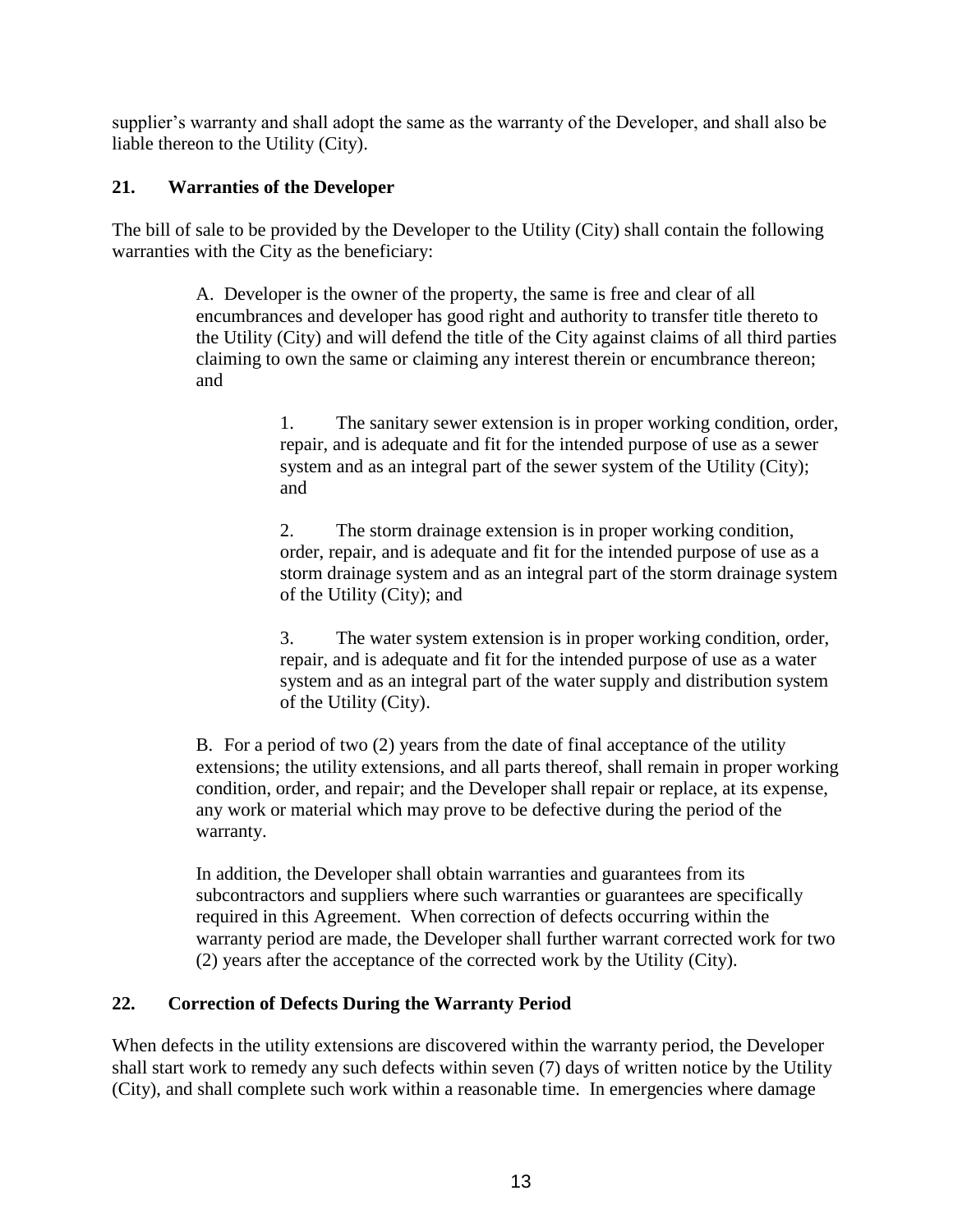supplier's warranty and shall adopt the same as the warranty of the Developer, and shall also be liable thereon to the Utility (City).

### 21. Warranties of the Developer

The bill of sale to be provided by the Developer to the Utility (City) shall contain the following warranties with the City as the beneficiary:

A. Developer is the owner of the property, the same is free and clear of all encumbrances and developer has good right and authority to transfer title thereto to the Utility (City) and will defend the title of the City against claims of all third parties claiming to own the same or claiming any interest therein or encumbrance thereon; and

1. The sanitary sewer extension is in proper working condition, order, repair, and is adequate and fit for the intended purpose of use as a sewer system and as an integral part of the sewer system of the Utility (City); and

2. The storm drainage extension is in proper working condition, order, repair, and is adequate and fit for the intended purpose of use as a storm drainage system and as an integral part of the storm drainage system of the Utility (City); and

3. The water system extension is in proper working condition, order, repair, and is adequate and fit for the intended purpose of use as a water system and as an integral part of the water supply and distribution system of the Utility (City).

B. For a period of two (2) years from the date of final acceptance of the utility extensions; the utility extensions, and all parts thereof, shall remain in proper working condition, order, and repair; and the Developer shall repair or replace, at its expense, any work or material which may prove to be defective during the period of the warranty.

In addition, the Developer shall obtain warranties and guarantees from its subcontractors and suppliers where such warranties or guarantees are specifically required in this Agreement. When correction of defects occurring within the warranty period are made, the Developer shall further warrant corrected work for two (2) years after the acceptance of the corrected work by the Utility (City).

### 22. Correction of Defects During the Warranty Period

When defects in the utility extensions are discovered within the warranty period, the Developer shall start work to remedy any such defects within seven (7) days of written notice by the Utility (City), and shall complete such work within a reasonable time. In emergencies where damage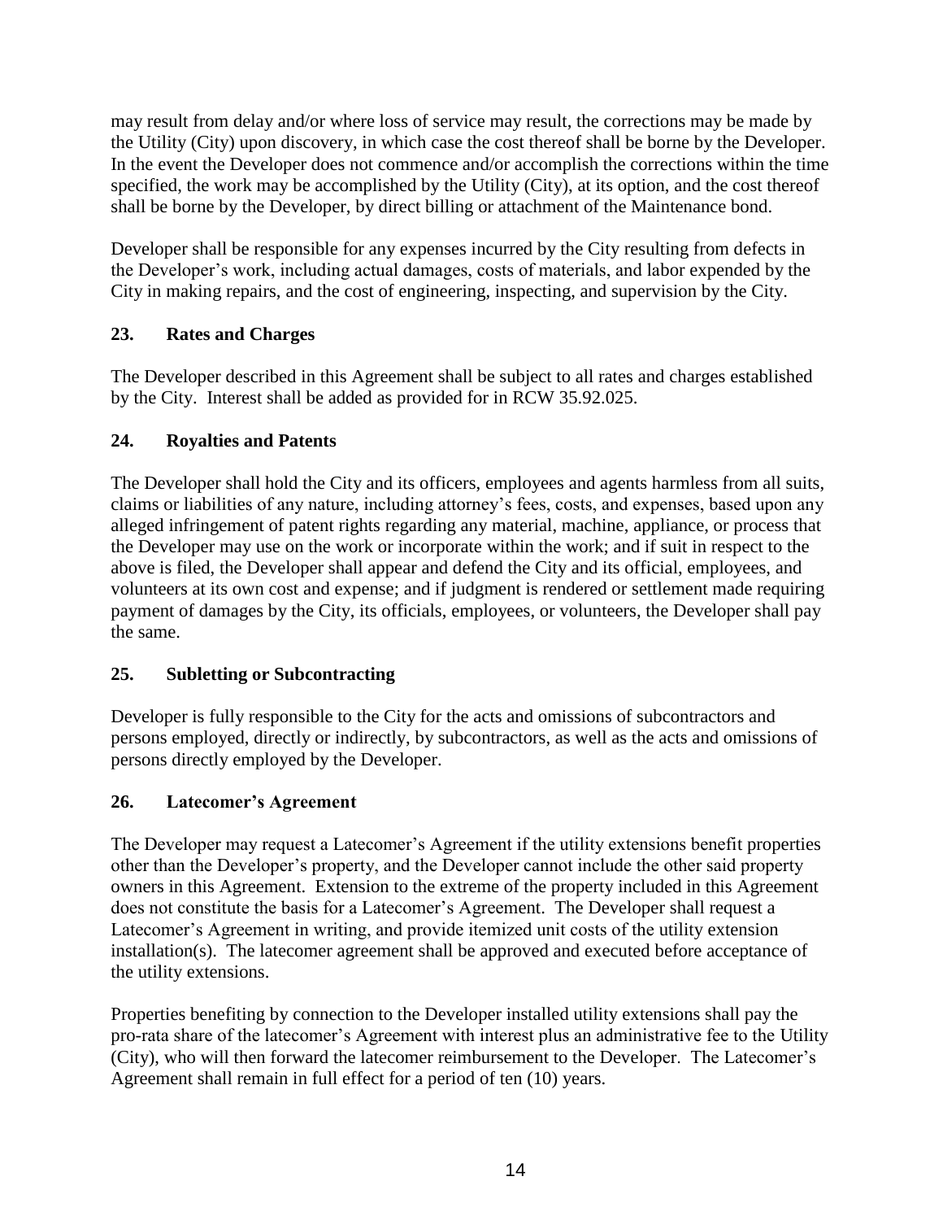may result from delay and/or where loss of service may result, the corrections may be made by the Utility (City) upon discovery, in which case the cost thereof shall be borne by the Developer. In the event the Developer does not commence and/or accomplish the corrections within the time specified, the work may be accomplished by the Utility (City), at its option, and the cost thereof shall be borne by the Developer, by direct billing or attachment of the Maintenance bond.

Developer shall be responsible for any expenses incurred by the City resulting from defects in the Developer's work, including actual damages, costs of materials, and labor expended by the City in making repairs, and the cost of engineering, inspecting, and supervision by the City.

## 23. Rates and Charges

The Developer described in this Agreement shall be subject to all rates and charges established by the City. Interest shall be added as provided for in RCW 35.92.025.

## 24. Royalties and Patents

The Developer shall hold the City and its officers, employees and agents harmless from all suits, claims or liabilities of any nature, including attorney's fees, costs, and expenses, based upon any alleged infringement of patent rights regarding any material, machine, appliance, or process that the Developer may use on the work or incorporate within the work; and if suit in respect to the above is filed, the Developer shall appear and defend the City and its official, employees, and volunteers at its own cost and expense; and if judgment is rendered or settlement made requiring payment of damages by the City, its officials, employees, or volunteers, the Developer shall pay the same.

## 25. Subletting or Subcontracting

Developer is fully responsible to the City for the acts and omissions of subcontractors and persons employed, directly or indirectly, by subcontractors, as well as the acts and omissions of persons directly employed by the Developer.

## 26. Latecomer's Agreement

The Developer may request a Latecomer's Agreement if the utility extensions benefit properties other than the Developer's property, and the Developer cannot include the other said property owners in this Agreement. Extension to the extreme of the property included in this Agreement does not constitute the basis for a Latecomer's Agreement. The Developer shall request a Latecomer's Agreement in writing, and provide itemized unit costs of the utility extension installation(s). The latecomer agreement shall be approved and executed before acceptance of the utility extensions.

Properties benefiting by connection to the Developer installed utility extensions shall pay the pro-rata share of the latecomer's Agreement with interest plus an administrative fee to the Utility (City), who will then forward the latecomer reimbursement to the Developer. The Latecomer's Agreement shall remain in full effect for a period of ten (10) years.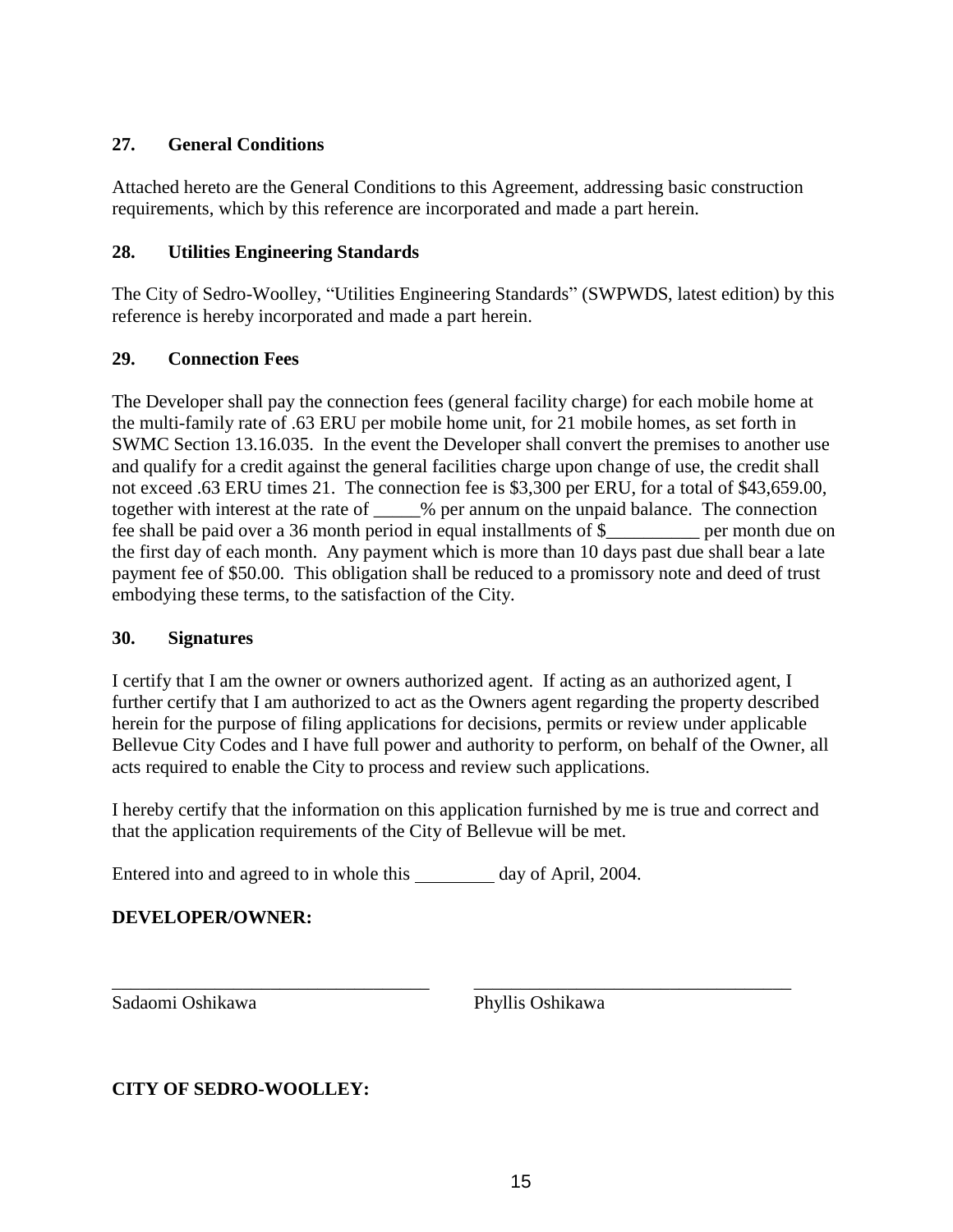### 27. General Conditions

Attached hereto are the General Conditions to this Agreement, addressing basic construction requirements, which by this reference are incorporated and made a part herein.

### 28. Utilities Engineering Standards

The City of Sedro-Woolley, "Utilities Engineering Standards" (SWPWDS, latest edition) by this reference is hereby incorporated and made a part herein.

### 29. Connection Fees

The Developer shall pay the connection fees (general facility charge) for each mobile home at the multi-family rate of .63 ERU per mobile home unit, for 21 mobile homes, as set forth in SWMC Section 13.16.035. In the event the Developer shall convert the premises to another use and qualify for a credit against the general facilities charge upon change of use, the credit shall not exceed .63 ERU times 21. The connection fee is $3,300 per ERU, for a total of $43,659.00, together with interest at the rate of _____% per annum on the unpaid balance. The connection fee shall be paid over a 36 month period in equal installments of $__________ per month due on the first day of each month. Any payment which is more than 10 days past due shall bear a late payment fee of $50.00. This obligation shall be reduced to a promissory note and deed of trust embodying these terms, to the satisfaction of the City.

### 30. Signatures

I certify that I am the owner or owners authorized agent. If acting as an authorized agent, I further certify that I am authorized to act as the Owners agent regarding the property described herein for the purpose of filing applications for decisions, permits or review under applicable Bellevue City Codes and I have full power and authority to perform, on behalf of the Owner, all acts required to enable the City to process and review such applications.

I hereby certify that the information on this application furnished by me is true and correct and that the application requirements of the City of Bellevue will be met.

Entered into and agreed to in whole this _________ day of April, 2004.

**DEVELOPER/OWNER:**

___________________________________ ___________________________________
Sadaomi Oshikawa Phyllis Oshikawa

**CITY OF SEDRO-WOOLLEY:**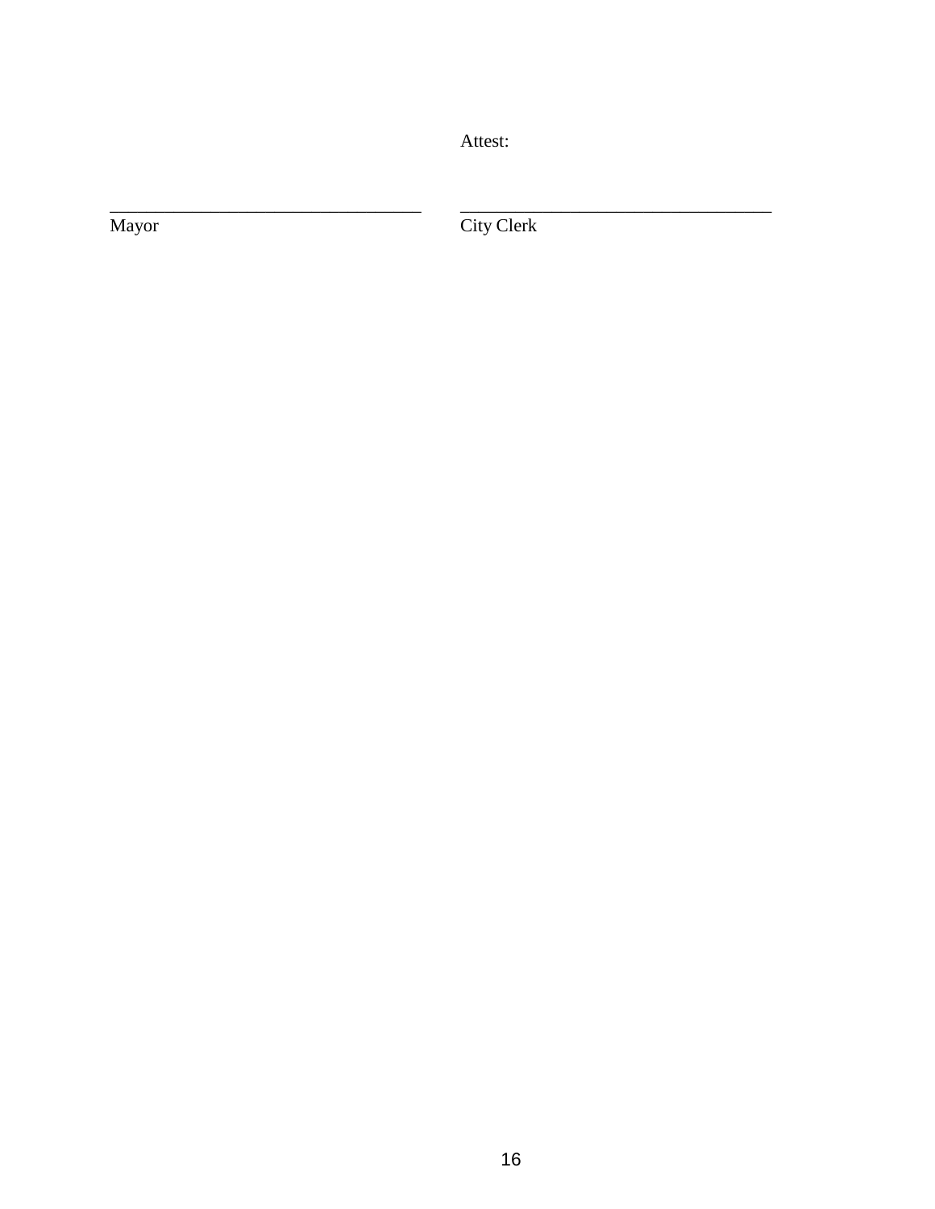Attest:

\_\_\_\_\_\_\_\_\_\_\_\_\_\_\_\_\_\_\_\_\_\_\_\_\_\_\_\_\_\_\_\_\_\_\_ \_\_\_\_\_\_\_\_\_\_\_\_\_\_\_\_\_\_\_\_\_\_\_\_\_\_\_\_\_\_\_\_\_\_\_

Mayor City Clerk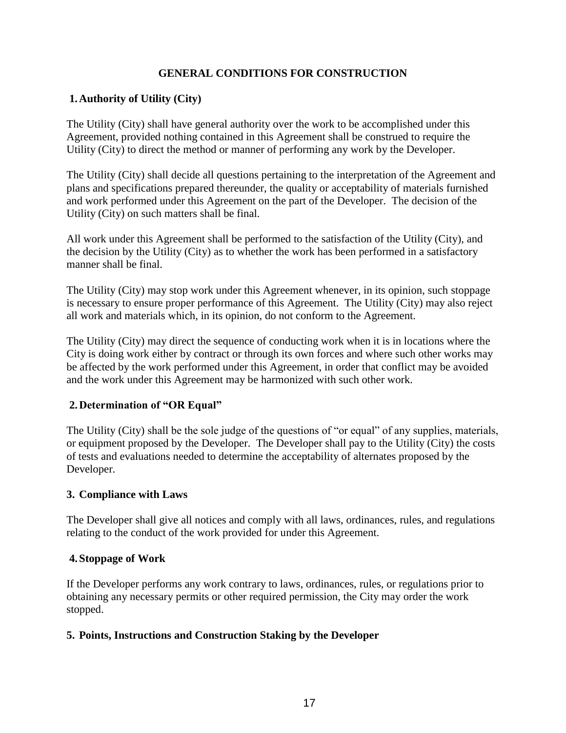# GENERAL CONDITIONS FOR CONSTRUCTION

## 1. Authority of Utility (City)

The Utility (City) shall have general authority over the work to be accomplished under this Agreement, provided nothing contained in this Agreement shall be construed to require the Utility (City) to direct the method or manner of performing any work by the Developer.

The Utility (City) shall decide all questions pertaining to the interpretation of the Agreement and plans and specifications prepared thereunder, the quality or acceptability of materials furnished and work performed under this Agreement on the part of the Developer. The decision of the Utility (City) on such matters shall be final.

All work under this Agreement shall be performed to the satisfaction of the Utility (City), and the decision by the Utility (City) as to whether the work has been performed in a satisfactory manner shall be final.

The Utility (City) may stop work under this Agreement whenever, in its opinion, such stoppage is necessary to ensure proper performance of this Agreement. The Utility (City) may also reject all work and materials which, in its opinion, do not conform to the Agreement.

The Utility (City) may direct the sequence of conducting work when it is in locations where the City is doing work either by contract or through its own forces and where such other works may be affected by the work performed under this Agreement, in order that conflict may be avoided and the work under this Agreement may be harmonized with such other work.

## 2. Determination of "OR Equal"

The Utility (City) shall be the sole judge of the questions of "or equal" of any supplies, materials, or equipment proposed by the Developer. The Developer shall pay to the Utility (City) the costs of tests and evaluations needed to determine the acceptability of alternates proposed by the Developer.

## 3. Compliance with Laws

The Developer shall give all notices and comply with all laws, ordinances, rules, and regulations relating to the conduct of the work provided for under this Agreement.

## 4. Stoppage of Work

If the Developer performs any work contrary to laws, ordinances, rules, or regulations prior to obtaining any necessary permits or other required permission, the City may order the work stopped.

## 5. Points, Instructions and Construction Staking by the Developer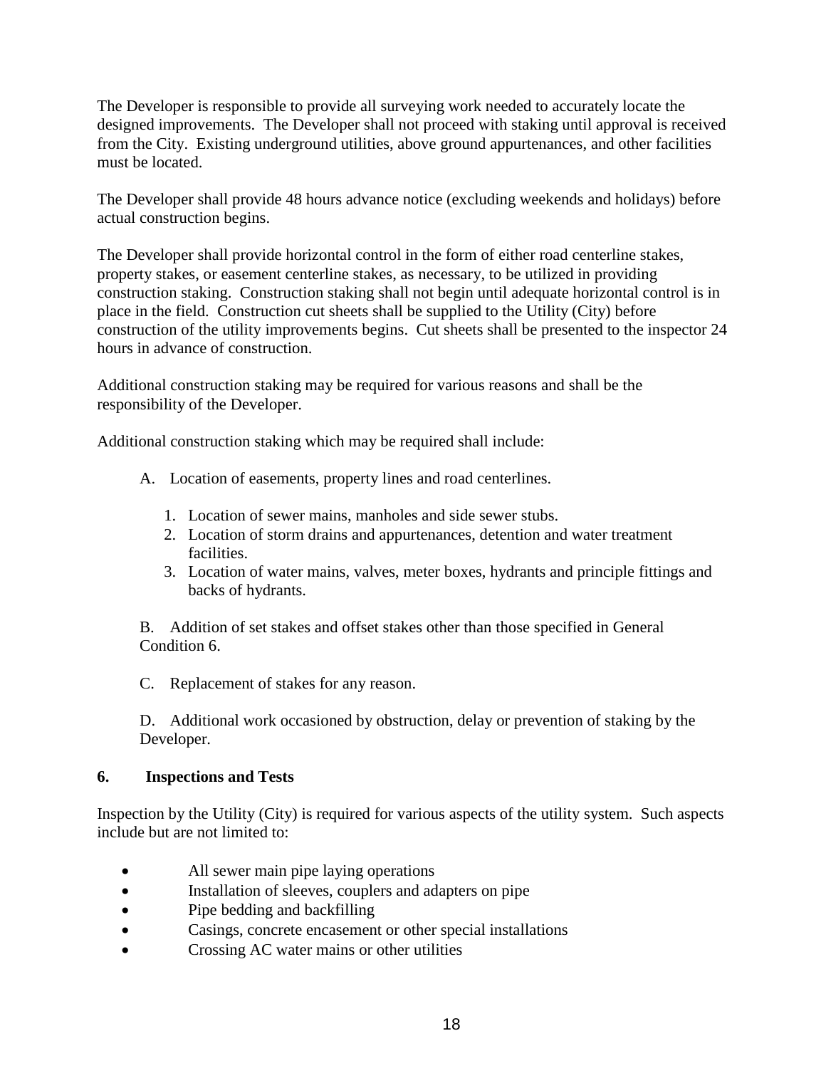The Developer is responsible to provide all surveying work needed to accurately locate the designed improvements. The Developer shall not proceed with staking until approval is received from the City. Existing underground utilities, above ground appurtenances, and other facilities must be located.

The Developer shall provide 48 hours advance notice (excluding weekends and holidays) before actual construction begins.

The Developer shall provide horizontal control in the form of either road centerline stakes, property stakes, or easement centerline stakes, as necessary, to be utilized in providing construction staking. Construction staking shall not begin until adequate horizontal control is in place in the field. Construction cut sheets shall be supplied to the Utility (City) before construction of the utility improvements begins. Cut sheets shall be presented to the inspector 24 hours in advance of construction.

Additional construction staking may be required for various reasons and shall be the responsibility of the Developer.

Additional construction staking which may be required shall include:

A. Location of easements, property lines and road centerlines.

   1. Location of sewer mains, manholes and side sewer stubs.
   2. Location of storm drains and appurtenances, detention and water treatment facilities.
   3. Location of water mains, valves, meter boxes, hydrants and principle fittings and backs of hydrants.

B. Addition of set stakes and offset stakes other than those specified in General Condition 6.

C. Replacement of stakes for any reason.

D. Additional work occasioned by obstruction, delay or prevention of staking by the Developer.

### 6. Inspections and Tests

Inspection by the Utility (City) is required for various aspects of the utility system. Such aspects include but are not limited to:

- All sewer main pipe laying operations
- Installation of sleeves, couplers and adapters on pipe
- Pipe bedding and backfilling
- Casings, concrete encasement or other special installations
- Crossing AC water mains or other utilities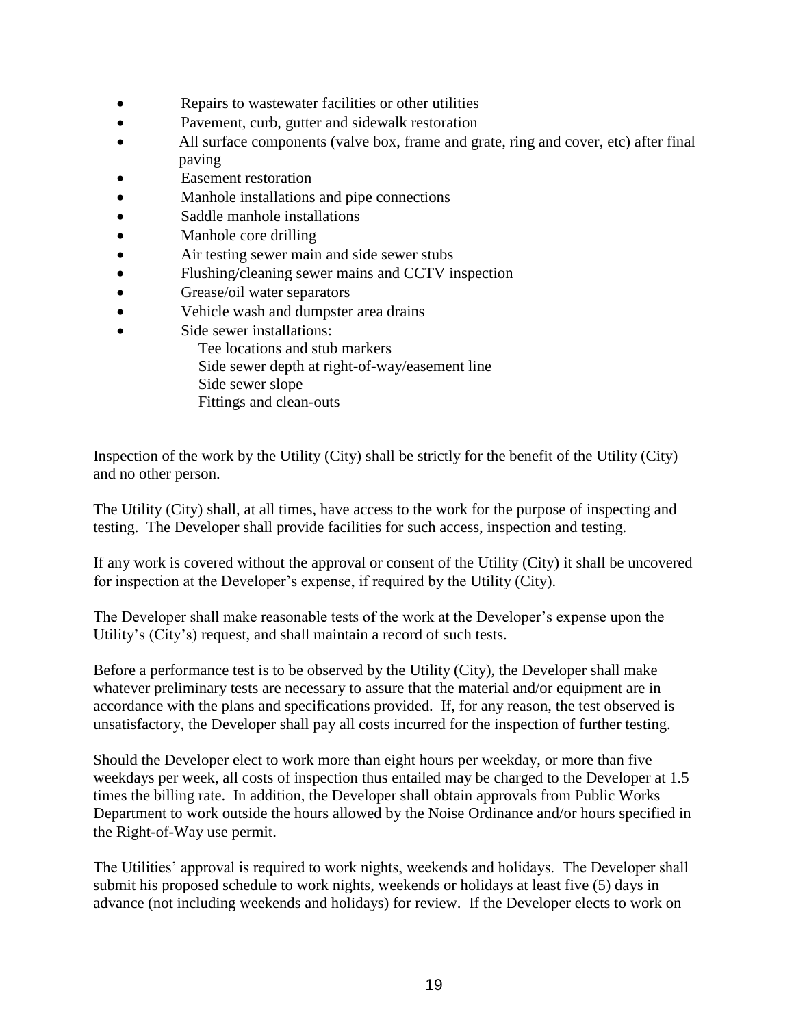- Repairs to wastewater facilities or other utilities
- Pavement, curb, gutter and sidewalk restoration
- All surface components (valve box, frame and grate, ring and cover, etc) after final paving
- Easement restoration
- Manhole installations and pipe connections
- Saddle manhole installations
- Manhole core drilling
- Air testing sewer main and side sewer stubs
- Flushing/cleaning sewer mains and CCTV inspection
- Grease/oil water separators
- Vehicle wash and dumpster area drains
- Side sewer installations:
  - Tee locations and stub markers
  - Side sewer depth at right-of-way/easement line
  - Side sewer slope
  - Fittings and clean-outs

Inspection of the work by the Utility (City) shall be strictly for the benefit of the Utility (City) and no other person.

The Utility (City) shall, at all times, have access to the work for the purpose of inspecting and testing. The Developer shall provide facilities for such access, inspection and testing.

If any work is covered without the approval or consent of the Utility (City) it shall be uncovered for inspection at the Developer's expense, if required by the Utility (City).

The Developer shall make reasonable tests of the work at the Developer's expense upon the Utility's (City's) request, and shall maintain a record of such tests.

Before a performance test is to be observed by the Utility (City), the Developer shall make whatever preliminary tests are necessary to assure that the material and/or equipment are in accordance with the plans and specifications provided. If, for any reason, the test observed is unsatisfactory, the Developer shall pay all costs incurred for the inspection of further testing.

Should the Developer elect to work more than eight hours per weekday, or more than five weekdays per week, all costs of inspection thus entailed may be charged to the Developer at 1.5 times the billing rate. In addition, the Developer shall obtain approvals from Public Works Department to work outside the hours allowed by the Noise Ordinance and/or hours specified in the Right-of-Way use permit.

The Utilities' approval is required to work nights, weekends and holidays. The Developer shall submit his proposed schedule to work nights, weekends or holidays at least five (5) days in advance (not including weekends and holidays) for review. If the Developer elects to work on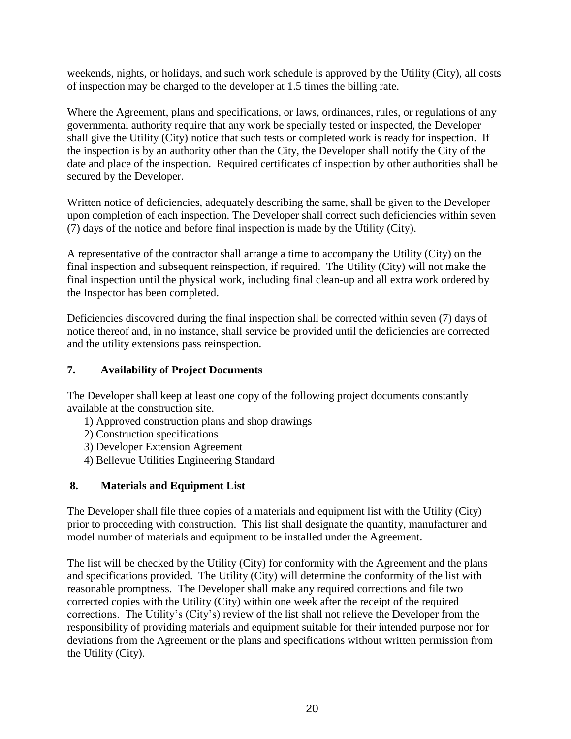weekends, nights, or holidays, and such work schedule is approved by the Utility (City), all costs of inspection may be charged to the developer at 1.5 times the billing rate.

Where the Agreement, plans and specifications, or laws, ordinances, rules, or regulations of any governmental authority require that any work be specially tested or inspected, the Developer shall give the Utility (City) notice that such tests or completed work is ready for inspection. If the inspection is by an authority other than the City, the Developer shall notify the City of the date and place of the inspection. Required certificates of inspection by other authorities shall be secured by the Developer.

Written notice of deficiencies, adequately describing the same, shall be given to the Developer upon completion of each inspection. The Developer shall correct such deficiencies within seven (7) days of the notice and before final inspection is made by the Utility (City).

A representative of the contractor shall arrange a time to accompany the Utility (City) on the final inspection and subsequent reinspection, if required. The Utility (City) will not make the final inspection until the physical work, including final clean-up and all extra work ordered by the Inspector has been completed.

Deficiencies discovered during the final inspection shall be corrected within seven (7) days of notice thereof and, in no instance, shall service be provided until the deficiencies are corrected and the utility extensions pass reinspection.

## 7. Availability of Project Documents

The Developer shall keep at least one copy of the following project documents constantly available at the construction site.

1) Approved construction plans and shop drawings
2) Construction specifications
3) Developer Extension Agreement
4) Bellevue Utilities Engineering Standard

## 8. Materials and Equipment List

The Developer shall file three copies of a materials and equipment list with the Utility (City) prior to proceeding with construction. This list shall designate the quantity, manufacturer and model number of materials and equipment to be installed under the Agreement.

The list will be checked by the Utility (City) for conformity with the Agreement and the plans and specifications provided. The Utility (City) will determine the conformity of the list with reasonable promptness. The Developer shall make any required corrections and file two corrected copies with the Utility (City) within one week after the receipt of the required corrections. The Utility's (City's) review of the list shall not relieve the Developer from the responsibility of providing materials and equipment suitable for their intended purpose nor for deviations from the Agreement or the plans and specifications without written permission from the Utility (City).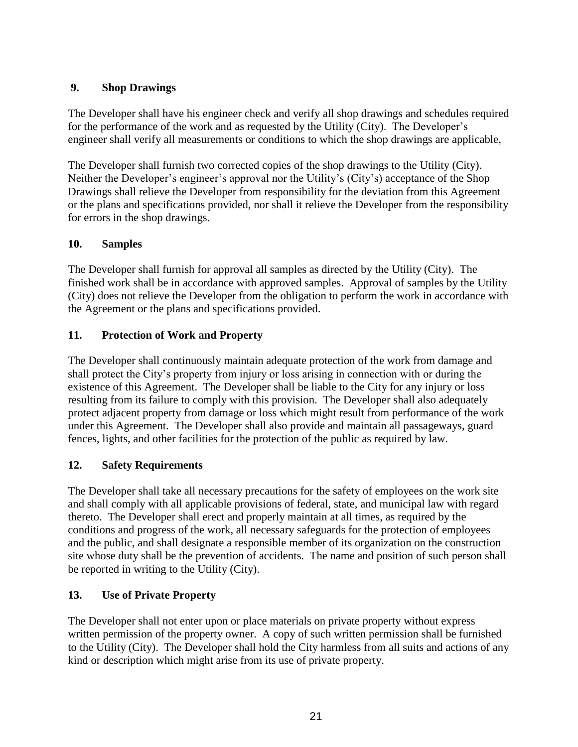## 9. Shop Drawings

The Developer shall have his engineer check and verify all shop drawings and schedules required for the performance of the work and as requested by the Utility (City). The Developer's engineer shall verify all measurements or conditions to which the shop drawings are applicable,

The Developer shall furnish two corrected copies of the shop drawings to the Utility (City). Neither the Developer's engineer's approval nor the Utility's (City's) acceptance of the Shop Drawings shall relieve the Developer from responsibility for the deviation from this Agreement or the plans and specifications provided, nor shall it relieve the Developer from the responsibility for errors in the shop drawings.

## 10. Samples

The Developer shall furnish for approval all samples as directed by the Utility (City). The finished work shall be in accordance with approved samples. Approval of samples by the Utility (City) does not relieve the Developer from the obligation to perform the work in accordance with the Agreement or the plans and specifications provided.

## 11. Protection of Work and Property

The Developer shall continuously maintain adequate protection of the work from damage and shall protect the City's property from injury or loss arising in connection with or during the existence of this Agreement. The Developer shall be liable to the City for any injury or loss resulting from its failure to comply with this provision. The Developer shall also adequately protect adjacent property from damage or loss which might result from performance of the work under this Agreement. The Developer shall also provide and maintain all passageways, guard fences, lights, and other facilities for the protection of the public as required by law.

## 12. Safety Requirements

The Developer shall take all necessary precautions for the safety of employees on the work site and shall comply with all applicable provisions of federal, state, and municipal law with regard thereto. The Developer shall erect and properly maintain at all times, as required by the conditions and progress of the work, all necessary safeguards for the protection of employees and the public, and shall designate a responsible member of its organization on the construction site whose duty shall be the prevention of accidents. The name and position of such person shall be reported in writing to the Utility (City).

## 13. Use of Private Property

The Developer shall not enter upon or place materials on private property without express written permission of the property owner. A copy of such written permission shall be furnished to the Utility (City). The Developer shall hold the City harmless from all suits and actions of any kind or description which might arise from its use of private property.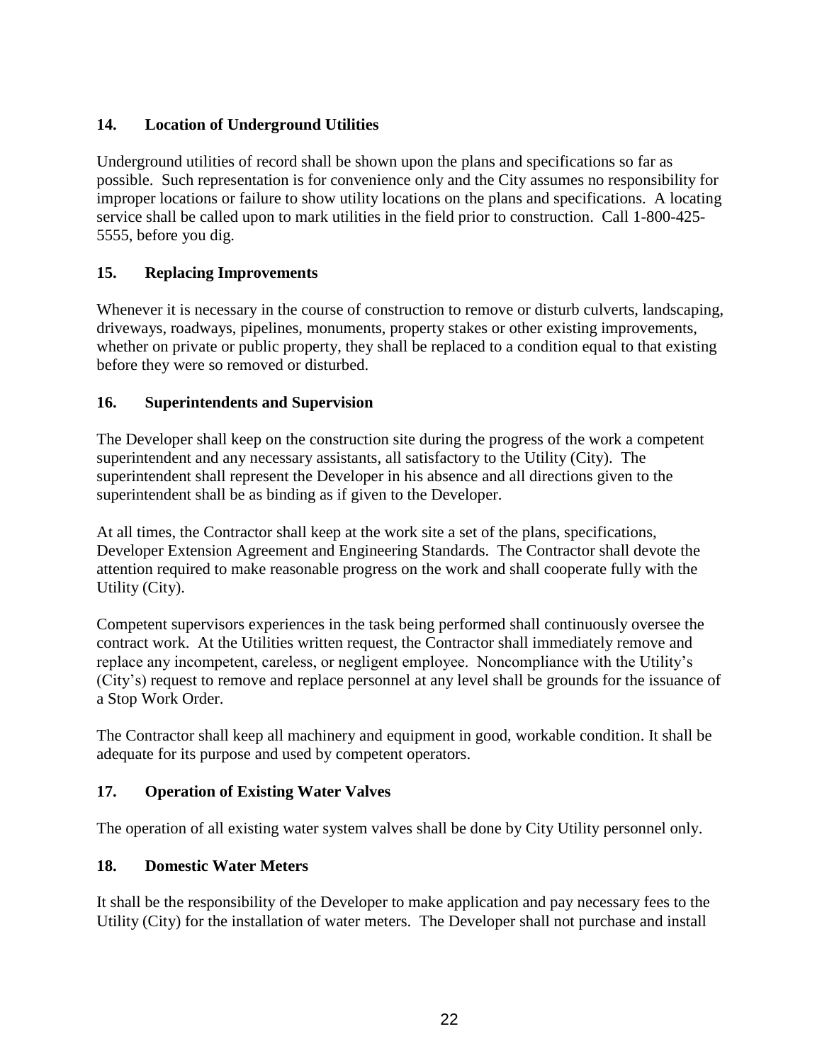## 14. Location of Underground Utilities

Underground utilities of record shall be shown upon the plans and specifications so far as possible. Such representation is for convenience only and the City assumes no responsibility for improper locations or failure to show utility locations on the plans and specifications. A locating service shall be called upon to mark utilities in the field prior to construction. Call 1-800-425-5555, before you dig.

## 15. Replacing Improvements

Whenever it is necessary in the course of construction to remove or disturb culverts, landscaping, driveways, roadways, pipelines, monuments, property stakes or other existing improvements, whether on private or public property, they shall be replaced to a condition equal to that existing before they were so removed or disturbed.

## 16. Superintendents and Supervision

The Developer shall keep on the construction site during the progress of the work a competent superintendent and any necessary assistants, all satisfactory to the Utility (City). The superintendent shall represent the Developer in his absence and all directions given to the superintendent shall be as binding as if given to the Developer.

At all times, the Contractor shall keep at the work site a set of the plans, specifications, Developer Extension Agreement and Engineering Standards. The Contractor shall devote the attention required to make reasonable progress on the work and shall cooperate fully with the Utility (City).

Competent supervisors experiences in the task being performed shall continuously oversee the contract work. At the Utilities written request, the Contractor shall immediately remove and replace any incompetent, careless, or negligent employee. Noncompliance with the Utility's (City's) request to remove and replace personnel at any level shall be grounds for the issuance of a Stop Work Order.

The Contractor shall keep all machinery and equipment in good, workable condition. It shall be adequate for its purpose and used by competent operators.

## 17. Operation of Existing Water Valves

The operation of all existing water system valves shall be done by City Utility personnel only.

## 18. Domestic Water Meters

It shall be the responsibility of the Developer to make application and pay necessary fees to the Utility (City) for the installation of water meters. The Developer shall not purchase and install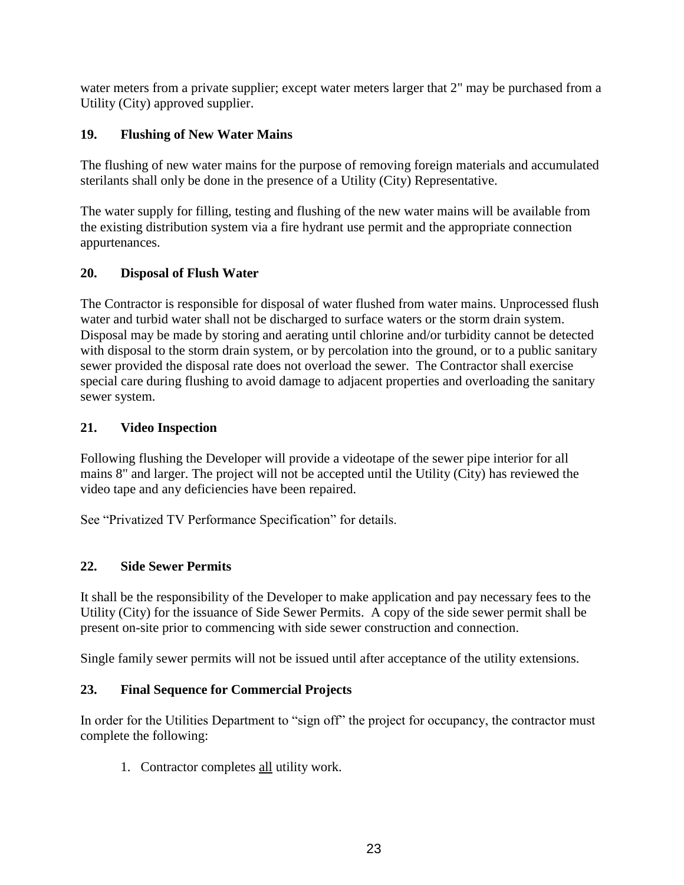water meters from a private supplier; except water meters larger that 2" may be purchased from a Utility (City) approved supplier.

### 19. Flushing of New Water Mains

The flushing of new water mains for the purpose of removing foreign materials and accumulated sterilants shall only be done in the presence of a Utility (City) Representative.

The water supply for filling, testing and flushing of the new water mains will be available from the existing distribution system via a fire hydrant use permit and the appropriate connection appurtenances.

### 20. Disposal of Flush Water

The Contractor is responsible for disposal of water flushed from water mains. Unprocessed flush water and turbid water shall not be discharged to surface waters or the storm drain system. Disposal may be made by storing and aerating until chlorine and/or turbidity cannot be detected with disposal to the storm drain system, or by percolation into the ground, or to a public sanitary sewer provided the disposal rate does not overload the sewer. The Contractor shall exercise special care during flushing to avoid damage to adjacent properties and overloading the sanitary sewer system.

### 21. Video Inspection

Following flushing the Developer will provide a videotape of the sewer pipe interior for all mains 8" and larger. The project will not be accepted until the Utility (City) has reviewed the video tape and any deficiencies have been repaired.

See "Privatized TV Performance Specification" for details.

### 22. Side Sewer Permits

It shall be the responsibility of the Developer to make application and pay necessary fees to the Utility (City) for the issuance of Side Sewer Permits. A copy of the side sewer permit shall be present on-site prior to commencing with side sewer construction and connection.

Single family sewer permits will not be issued until after acceptance of the utility extensions.

### 23. Final Sequence for Commercial Projects

In order for the Utilities Department to "sign off" the project for occupancy, the contractor must complete the following:

1. Contractor completes <u>all</u> utility work.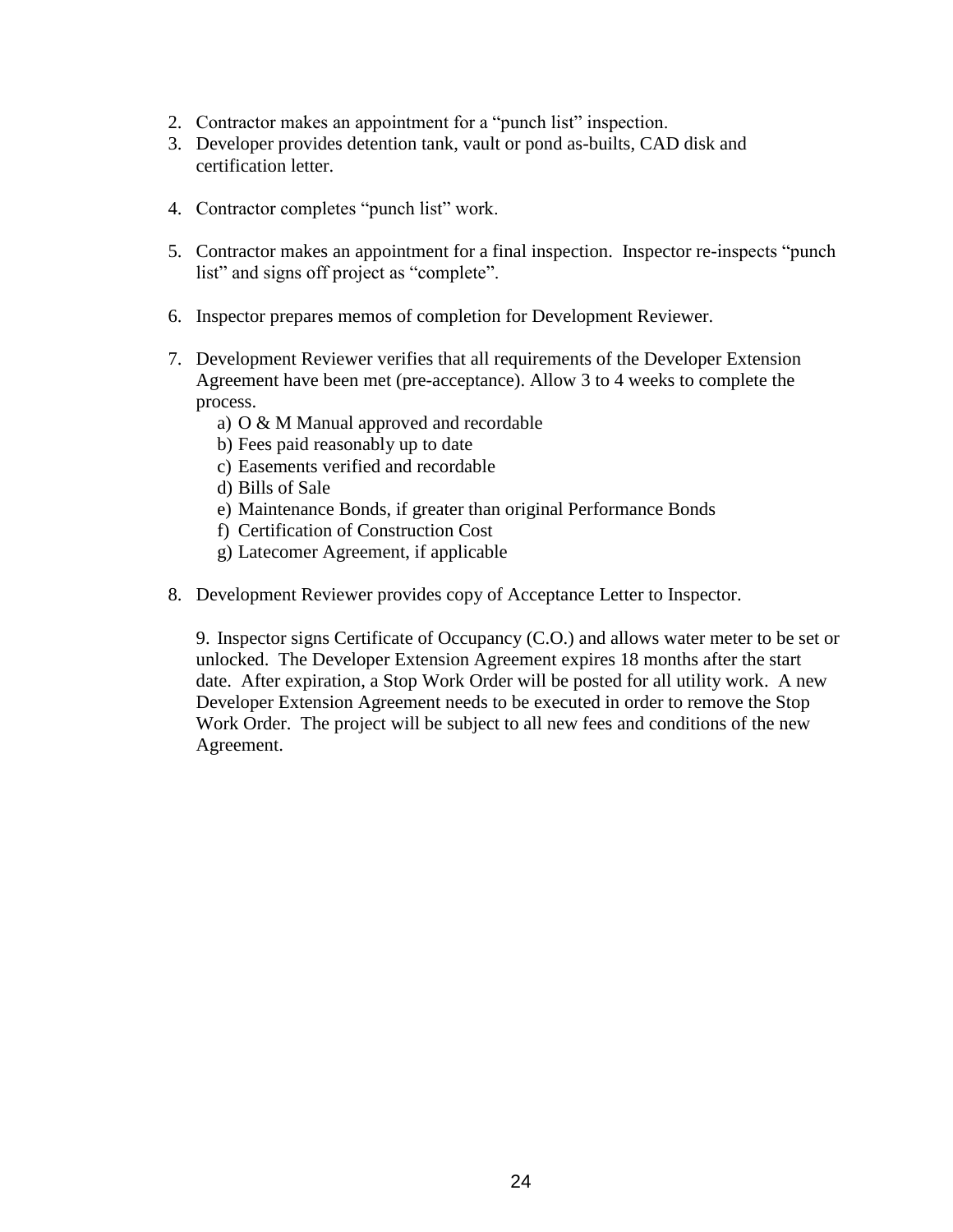2. Contractor makes an appointment for a "punch list" inspection.
3. Developer provides detention tank, vault or pond as-builts, CAD disk and certification letter.
4. Contractor completes "punch list" work.
5. Contractor makes an appointment for a final inspection. Inspector re-inspects "punch list" and signs off project as "complete".
6. Inspector prepares memos of completion for Development Reviewer.
7. Development Reviewer verifies that all requirements of the Developer Extension Agreement have been met (pre-acceptance). Allow 3 to 4 weeks to complete the process.
   a) O & M Manual approved and recordable
   b) Fees paid reasonably up to date
   c) Easements verified and recordable
   d) Bills of Sale
   e) Maintenance Bonds, if greater than original Performance Bonds
   f) Certification of Construction Cost
   g) Latecomer Agreement, if applicable
8. Development Reviewer provides copy of Acceptance Letter to Inspector.
9. Inspector signs Certificate of Occupancy (C.O.) and allows water meter to be set or unlocked. The Developer Extension Agreement expires 18 months after the start date. After expiration, a Stop Work Order will be posted for all utility work. A new Developer Extension Agreement needs to be executed in order to remove the Stop Work Order. The project will be subject to all new fees and conditions of the new Agreement.